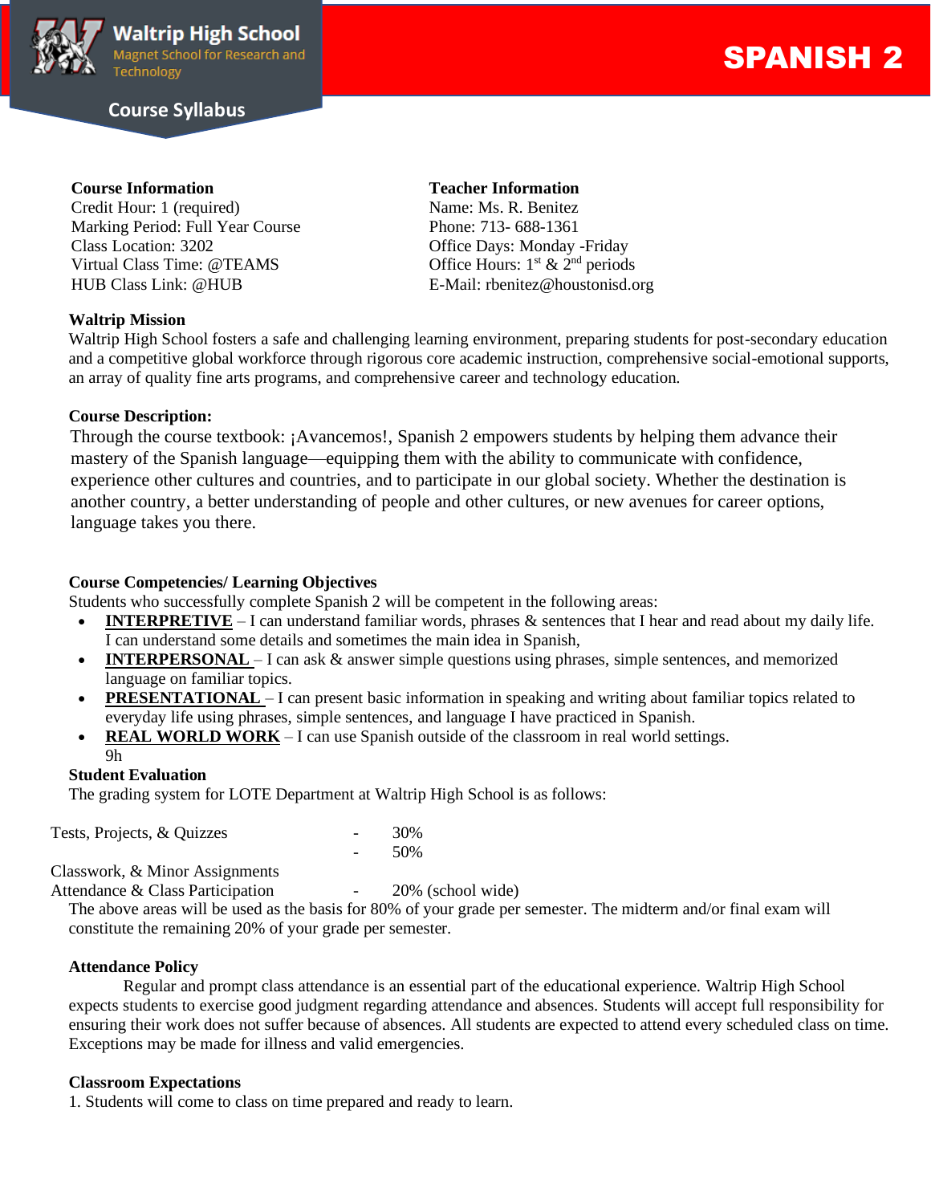**Waltrip High School**
Magnet School for Research and Technology

**Course Syllabus**

# SPANISH 2

**Course Information**
Credit Hour: 1 (required)
Marking Period: Full Year Course
Class Location: 3202
Virtual Class Time: @TEAMS
HUB Class Link: @HUB

**Teacher Information**
Name: Ms. R. Benitez
Phone: 713- 688-1361
Office Days: Monday -Friday
Office Hours: 1st & 2nd periods
E-Mail: rbenitez@houstonisd.org

**Waltrip Mission**
Waltrip High School fosters a safe and challenging learning environment, preparing students for post-secondary education and a competitive global workforce through rigorous core academic instruction, comprehensive social-emotional supports, an array of quality fine arts programs, and comprehensive career and technology education.

**Course Description:**
Through the course textbook: ¡Avancemos!, Spanish 2 empowers students by helping them advance their mastery of the Spanish language—equipping them with the ability to communicate with confidence, experience other cultures and countries, and to participate in our global society. Whether the destination is another country, a better understanding of people and other cultures, or new avenues for career options, language takes you there.

**Course Competencies/ Learning Objectives**
Students who successfully complete Spanish 2 will be competent in the following areas:

- **INTERPRETIVE** – I can understand familiar words, phrases & sentences that I hear and read about my daily life. I can understand some details and sometimes the main idea in Spanish,
- **INTERPERSONAL** – I can ask & answer simple questions using phrases, simple sentences, and memorized language on familiar topics.
- **PRESENTATIONAL** – I can present basic information in speaking and writing about familiar topics related to everyday life using phrases, simple sentences, and language I have practiced in Spanish.
- **REAL WORLD WORK** – I can use Spanish outside of the classroom in real world settings.

9h

**Student Evaluation**
The grading system for LOTE Department at Waltrip High School is as follows:

| | | |
|---|---|---|
| Tests, Projects, & Quizzes | - | 30% |
| | - | 50% |
| Classwork, & Minor Assignments | | |
| Attendance & Class Participation | - | 20% (school wide) |

The above areas will be used as the basis for 80% of your grade per semester. The midterm and/or final exam will constitute the remaining 20% of your grade per semester.

**Attendance Policy**
Regular and prompt class attendance is an essential part of the educational experience. Waltrip High School expects students to exercise good judgment regarding attendance and absences. Students will accept full responsibility for ensuring their work does not suffer because of absences. All students are expected to attend every scheduled class on time. Exceptions may be made for illness and valid emergencies.

**Classroom Expectations**
1. Students will come to class on time prepared and ready to learn.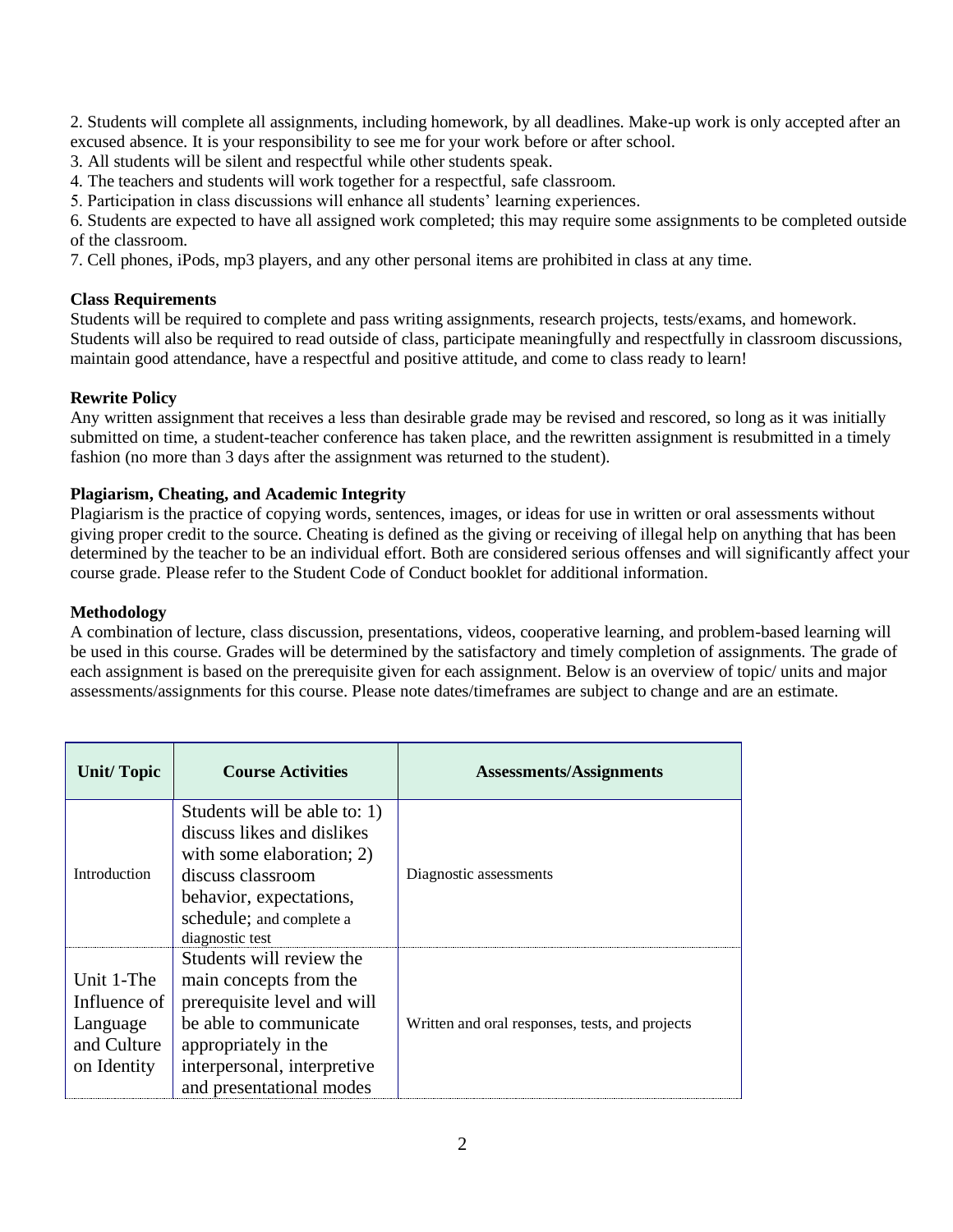2. Students will complete all assignments, including homework, by all deadlines. Make-up work is only accepted after an excused absence. It is your responsibility to see me for your work before or after school.
3. All students will be silent and respectful while other students speak.
4. The teachers and students will work together for a respectful, safe classroom.
5. Participation in class discussions will enhance all students' learning experiences.
6. Students are expected to have all assigned work completed; this may require some assignments to be completed outside of the classroom.
7. Cell phones, iPods, mp3 players, and any other personal items are prohibited in class at any time.

**Class Requirements**
Students will be required to complete and pass writing assignments, research projects, tests/exams, and homework. Students will also be required to read outside of class, participate meaningfully and respectfully in classroom discussions, maintain good attendance, have a respectful and positive attitude, and come to class ready to learn!

**Rewrite Policy**
Any written assignment that receives a less than desirable grade may be revised and rescored, so long as it was initially submitted on time, a student-teacher conference has taken place, and the rewritten assignment is resubmitted in a timely fashion (no more than 3 days after the assignment was returned to the student).

**Plagiarism, Cheating, and Academic Integrity**
Plagiarism is the practice of copying words, sentences, images, or ideas for use in written or oral assessments without giving proper credit to the source. Cheating is defined as the giving or receiving of illegal help on anything that has been determined by the teacher to be an individual effort. Both are considered serious offenses and will significantly affect your course grade. Please refer to the Student Code of Conduct booklet for additional information.

**Methodology**
A combination of lecture, class discussion, presentations, videos, cooperative learning, and problem-based learning will be used in this course. Grades will be determined by the satisfactory and timely completion of assignments. The grade of each assignment is based on the prerequisite given for each assignment. Below is an overview of topic/ units and major assessments/assignments for this course. Please note dates/timeframes are subject to change and are an estimate.

| Unit/ Topic | Course Activities | Assessments/Assignments |
|---|---|---|
| Introduction | Students will be able to: 1) discuss likes and dislikes with some elaboration; 2) discuss classroom behavior, expectations, schedule; and complete a diagnostic test | Diagnostic assessments |
| Unit 1-The Influence of Language and Culture on Identity | Students will review the main concepts from the prerequisite level and will be able to communicate appropriately in the interpersonal, interpretive and presentational modes | Written and oral responses, tests, and projects |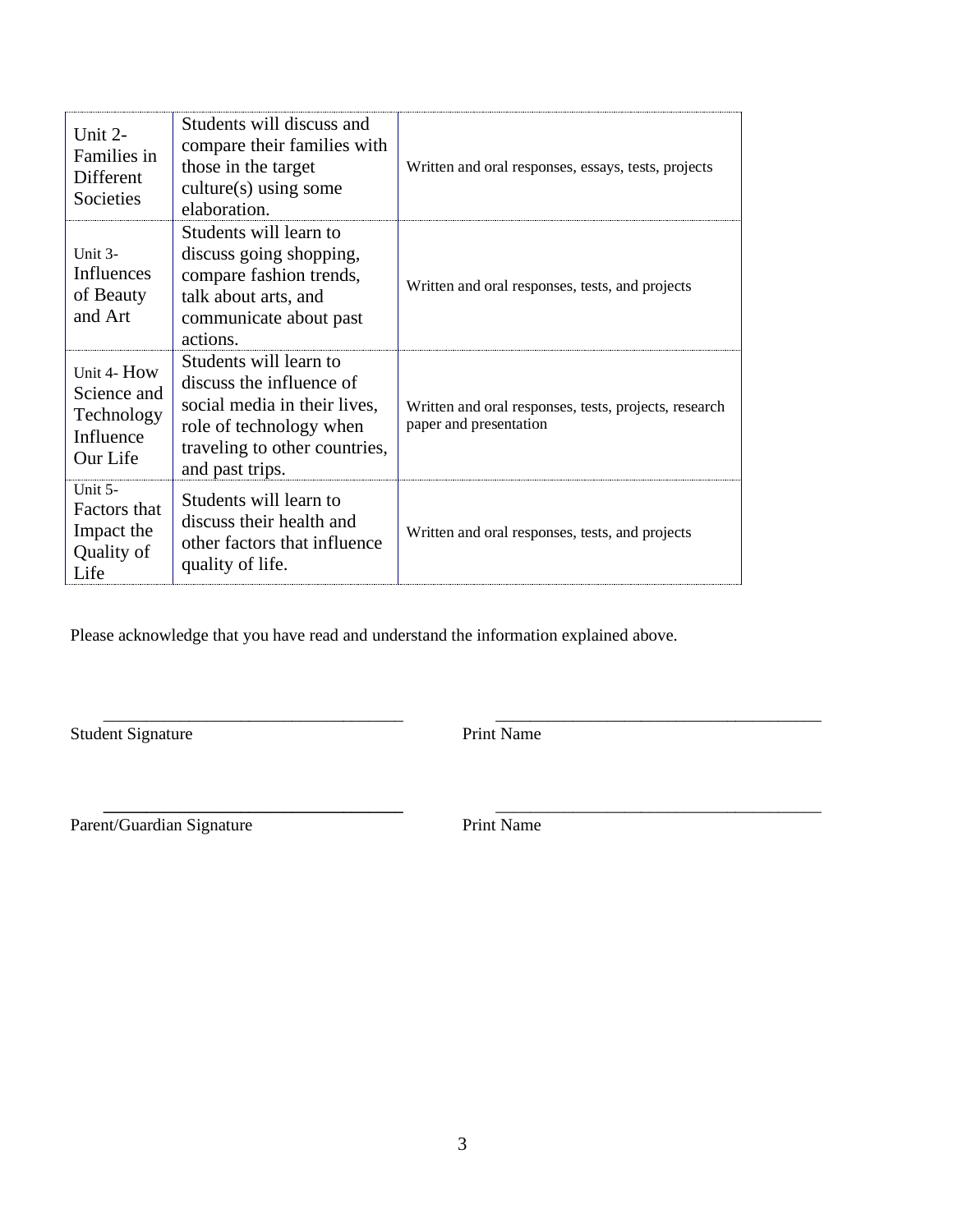| | | |
|---|---|---|
| Unit 2- Families in Different Societies | Students will discuss and compare their families with those in the target culture(s) using some elaboration. | Written and oral responses, essays, tests, projects |
| Unit 3- Influences of Beauty and Art | Students will learn to discuss going shopping, compare fashion trends, talk about arts, and communicate about past actions. | Written and oral responses, tests, and projects |
| Unit 4- How Science and Technology Influence Our Life | Students will learn to discuss the influence of social media in their lives, role of technology when traveling to other countries, and past trips. | Written and oral responses, tests, projects, research paper and presentation |
| Unit 5- Factors that Impact the Quality of Life | Students will learn to discuss their health and other factors that influence quality of life. | Written and oral responses, tests, and projects |

Please acknowledge that you have read and understand the information explained above.

___________________________________ ______________________________________

Student Signature Print Name

___________________________________ ______________________________________

Parent/Guardian Signature Print Name